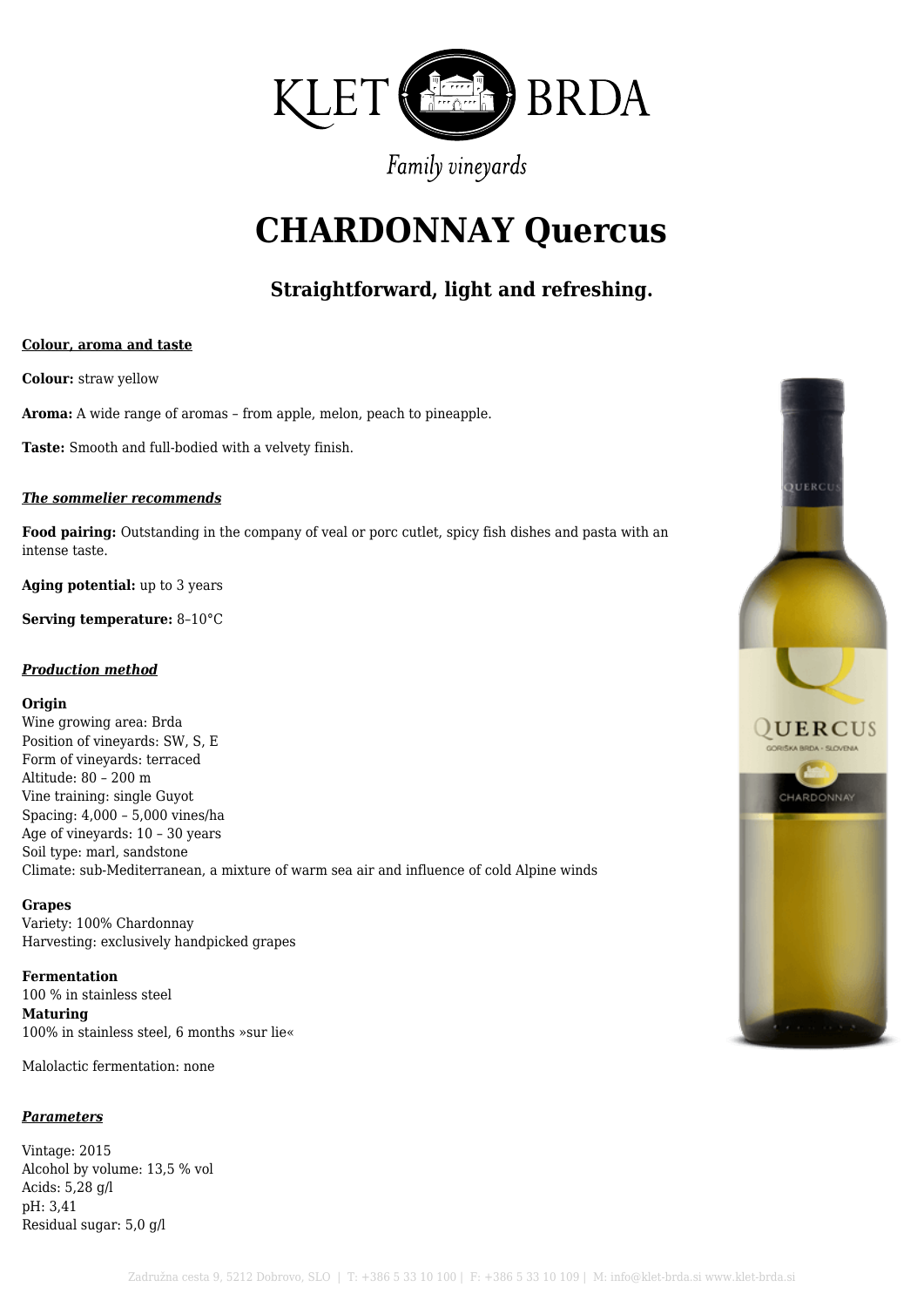KLET BRDA

*Family vineyards*

# CHARDONNAY Quercus

### Straightforward, light and refreshing.

**Colour, aroma and taste**

**Colour:** straw yellow

**Aroma:** A wide range of aromas – from apple, melon, peach to pineapple.

**Taste:** Smooth and full-bodied with a velvety finish.

***The sommelier recommends***

**Food pairing:** Outstanding in the company of veal or porc cutlet, spicy fish dishes and pasta with an intense taste.

**Aging potential:** up to 3 years

**Serving temperature:** 8–10°C

***Production method***

**Origin**
Wine growing area: Brda
Position of vineyards: SW, S, E
Form of vineyards: terraced
Altitude: 80 – 200 m
Vine training: single Guyot
Spacing: 4,000 – 5,000 vines/ha
Age of vineyards: 10 – 30 years
Soil type: marl, sandstone
Climate: sub-Mediterranean, a mixture of warm sea air and influence of cold Alpine winds

**Grapes**
Variety: 100% Chardonnay
Harvesting: exclusively handpicked grapes

**Fermentation**
100 % in stainless steel
**Maturing**
100% in stainless steel, 6 months »sur lie«

Malolactic fermentation: none

***Parameters***

Vintage: 2015
Alcohol by volume: 13,5 % vol
Acids: 5,28 g/l
pH: 3,41
Residual sugar: 5,0 g/l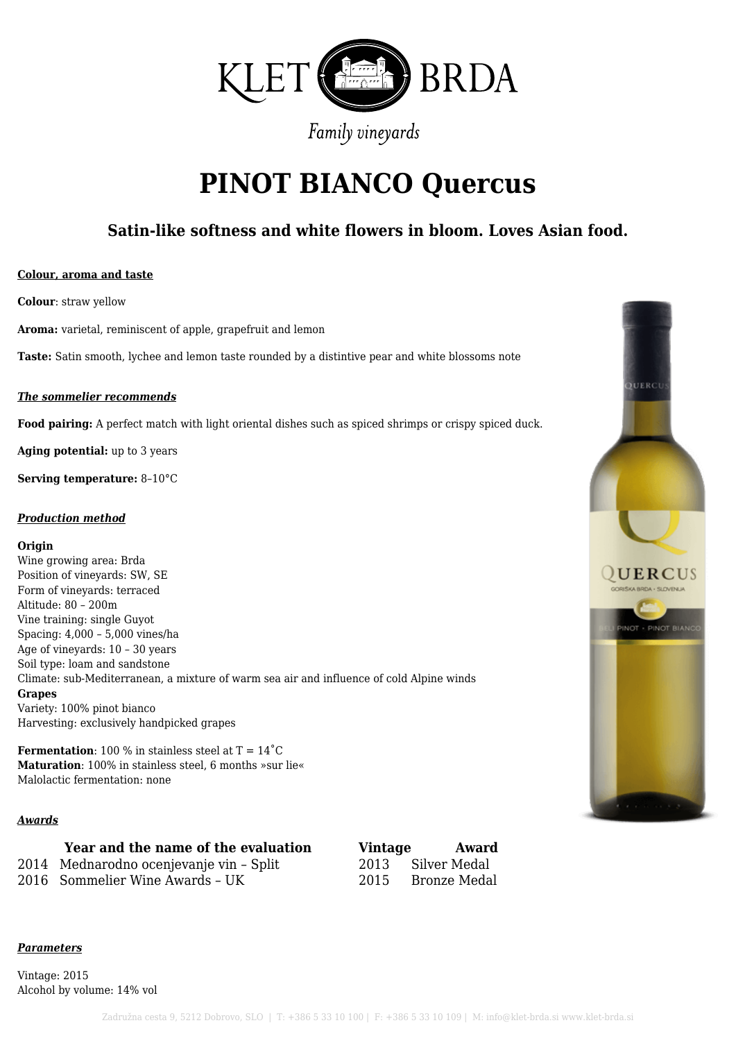KLET BRDA

*Family vineyards*

# PINOT BIANCO Quercus

### Satin-like softness and white flowers in bloom. Loves Asian food.

**Colour, aroma and taste**

**Colour**: straw yellow

**Aroma:** varietal, reminiscent of apple, grapefruit and lemon

**Taste:** Satin smooth, lychee and lemon taste rounded by a distintive pear and white blossoms note

***The sommelier recommends***

**Food pairing:** A perfect match with light oriental dishes such as spiced shrimps or crispy spiced duck.

**Aging potential:** up to 3 years

**Serving temperature:** 8–10°C

***Production method***

**Origin**
Wine growing area: Brda
Position of vineyards: SW, SE
Form of vineyards: terraced
Altitude: 80 – 200m
Vine training: single Guyot
Spacing: 4,000 – 5,000 vines/ha
Age of vineyards: 10 – 30 years
Soil type: loam and sandstone
Climate: sub-Mediterranean, a mixture of warm sea air and influence of cold Alpine winds
**Grapes**
Variety: 100% pinot bianco
Harvesting: exclusively handpicked grapes

**Fermentation**: 100 % in stainless steel at T = 14˚C
**Maturation**: 100% in stainless steel, 6 months »sur lie«
Malolactic fermentation: none

***Awards***

| | Year and the name of the evaluation | Vintage | Award |
|---|---|---|---|
| 2014 | Mednarodno ocenjevanje vin – Split | 2013 | Silver Medal |
| 2016 | Sommelier Wine Awards – UK | 2015 | Bronze Medal |

***Parameters***

Vintage: 2015
Alcohol by volume: 14% vol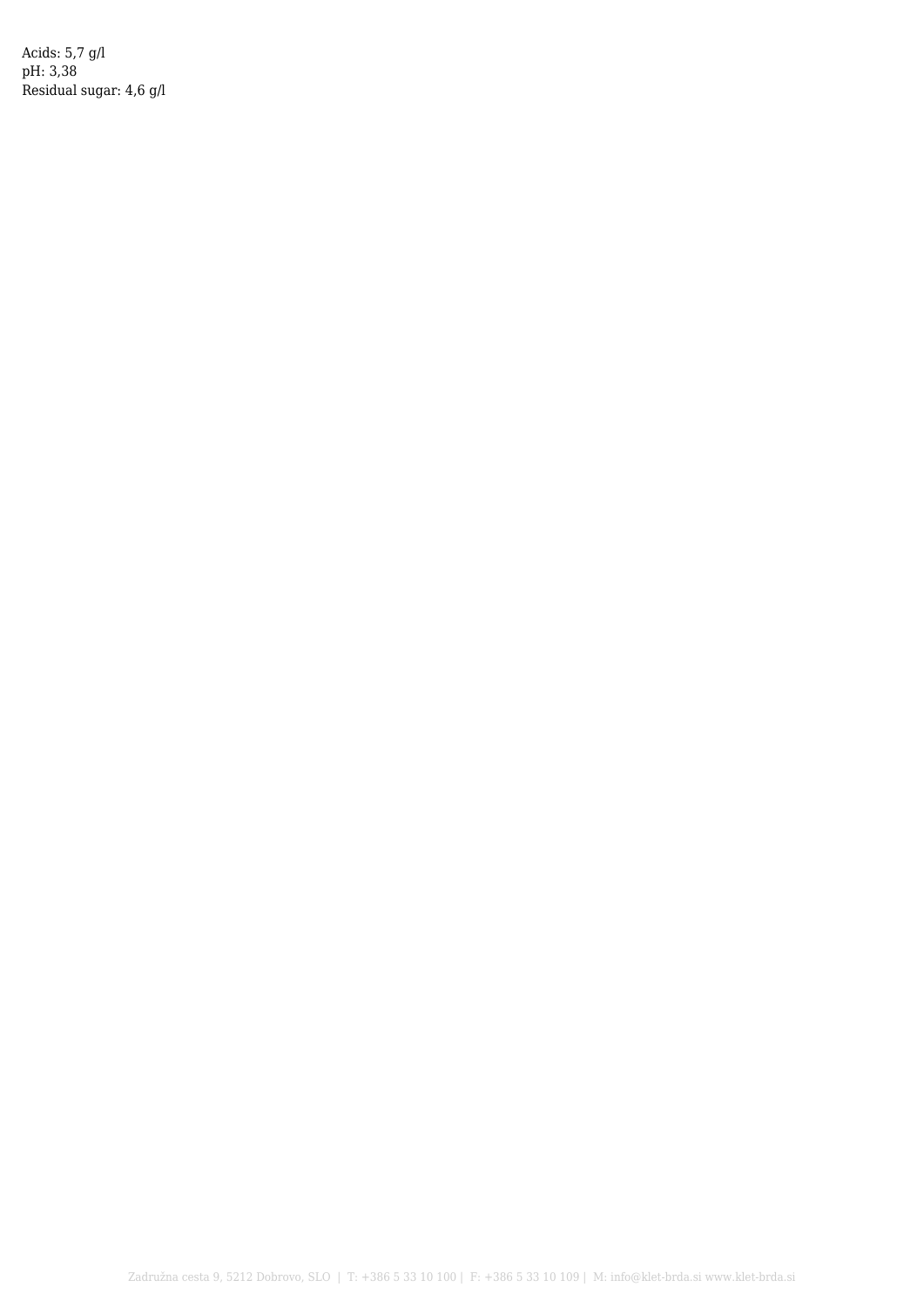Acids: 5,7 g/l  
pH: 3,38  
Residual sugar: 4,6 g/l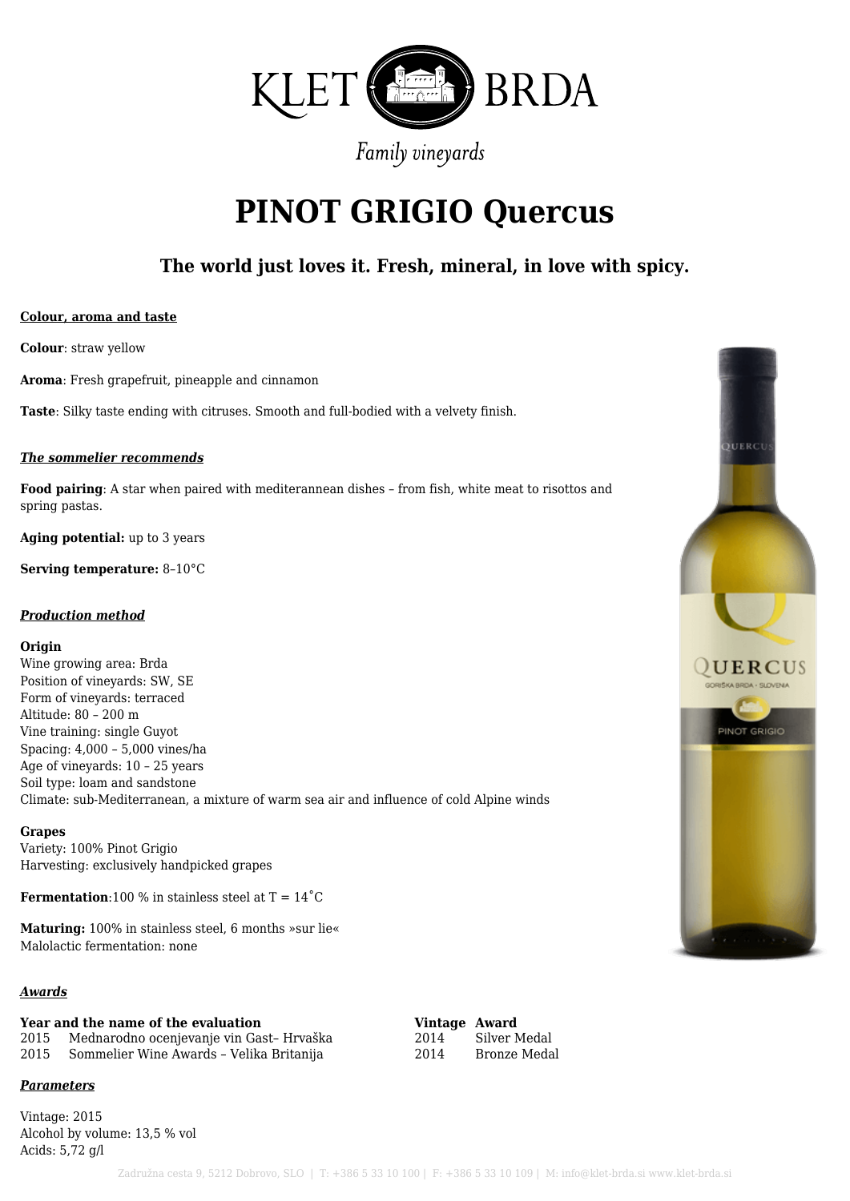# PINOT GRIGIO Quercus

### The world just loves it. Fresh, mineral, in love with spicy.

**Colour, aroma and taste**

**Colour**: straw yellow

**Aroma**: Fresh grapefruit, pineapple and cinnamon

**Taste**: Silky taste ending with citruses. Smooth and full-bodied with a velvety finish.

***The sommelier recommends***

**Food pairing**: A star when paired with mediterannean dishes – from fish, white meat to risottos and spring pastas.

**Aging potential:** up to 3 years

**Serving temperature:** 8–10°C

***Production method***

**Origin**
Wine growing area: Brda
Position of vineyards: SW, SE
Form of vineyards: terraced
Altitude: 80 – 200 m
Vine training: single Guyot
Spacing: 4,000 – 5,000 vines/ha
Age of vineyards: 10 – 25 years
Soil type: loam and sandstone
Climate: sub-Mediterranean, a mixture of warm sea air and influence of cold Alpine winds

**Grapes**
Variety: 100% Pinot Grigio
Harvesting: exclusively handpicked grapes

**Fermentation**:100 % in stainless steel at T = 14˚C

**Maturing:** 100% in stainless steel, 6 months »sur lie«
Malolactic fermentation: none

***Awards***

| Year and the name of the evaluation | | Vintage | Award |
|---|---|---|---|
| 2015 | Mednarodno ocenjevanje vin Gast– Hrvaška | 2014 | Silver Medal |
| 2015 | Sommelier Wine Awards – Velika Britanija | 2014 | Bronze Medal |

***Parameters***

Vintage: 2015
Alcohol by volume: 13,5 % vol
Acids: 5,72 g/l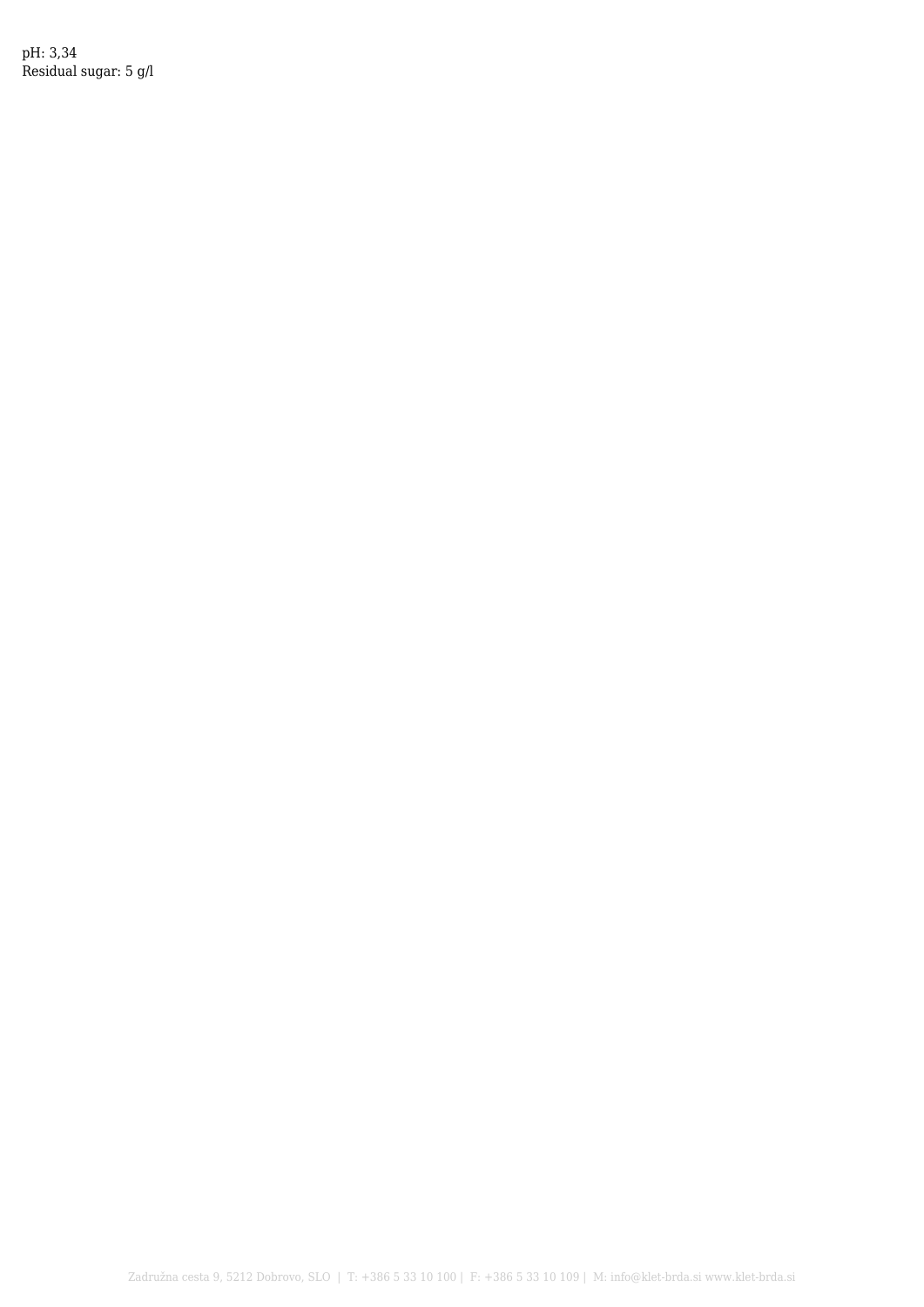pH: 3,34
Residual sugar: 5 g/l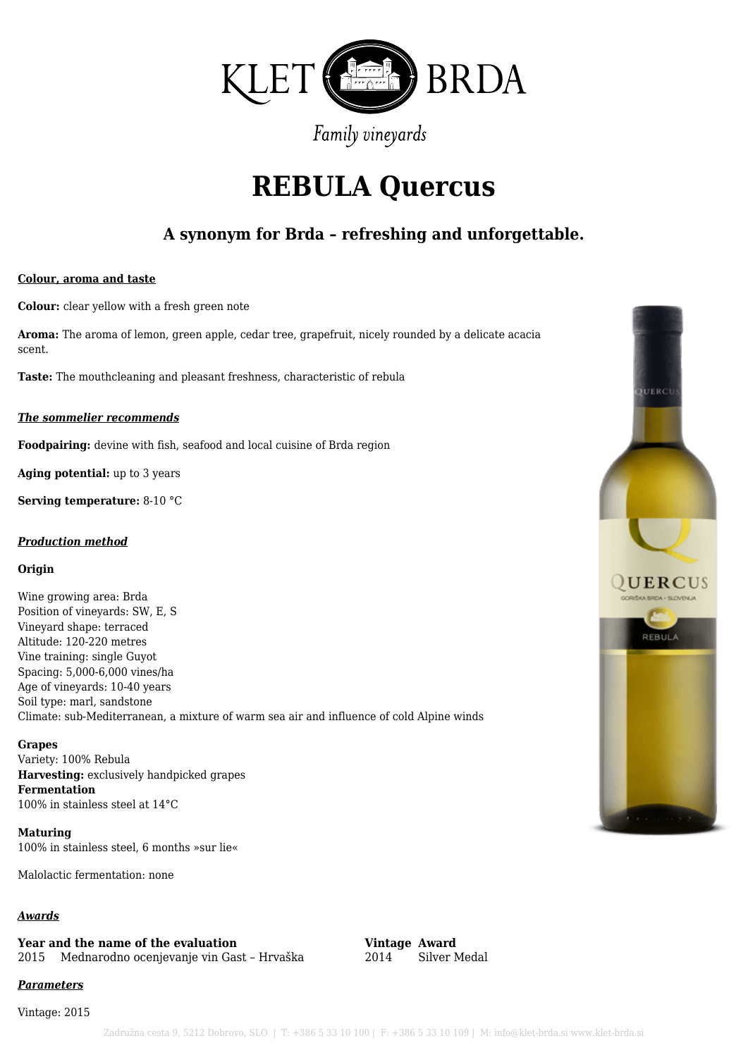KLET BRDA

*Family vineyards*

# REBULA Quercus

### A synonym for Brda – refreshing and unforgettable.

**Colour, aroma and taste**

**Colour:** clear yellow with a fresh green note

**Aroma:** The aroma of lemon, green apple, cedar tree, grapefruit, nicely rounded by a delicate acacia scent.

**Taste:** The mouthcleaning and pleasant freshness, characteristic of rebula

***The sommelier recommends***

**Foodpairing:** devine with fish, seafood and local cuisine of Brda region

**Aging potential:** up to 3 years

**Serving temperature:** 8-10 °C

***Production method***

**Origin**

Wine growing area: Brda
Position of vineyards: SW, E, S
Vineyard shape: terraced
Altitude: 120-220 metres
Vine training: single Guyot
Spacing: 5,000-6,000 vines/ha
Age of vineyards: 10-40 years
Soil type: marl, sandstone
Climate: sub-Mediterranean, a mixture of warm sea air and influence of cold Alpine winds

**Grapes**
Variety: 100% Rebula
**Harvesting:** exclusively handpicked grapes
**Fermentation**
100% in stainless steel at 14°C

**Maturing**
100% in stainless steel, 6 months »sur lie«

Malolactic fermentation: none

***Awards***

| Year and the name of the evaluation | Vintage | Award |
| --- | --- | --- |
| 2015 Mednarodno ocenjevanje vin Gast – Hrvaška | 2014 | Silver Medal |

***Parameters***

Vintage: 2015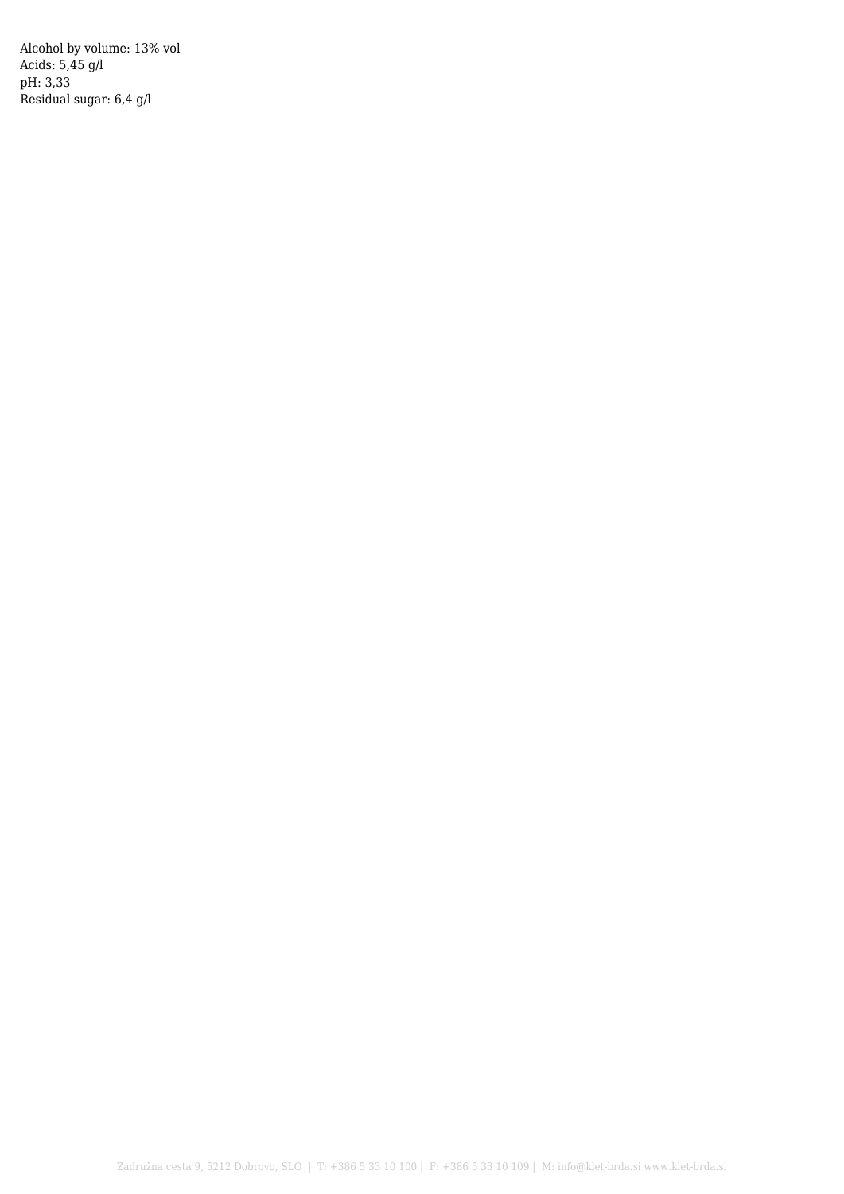Alcohol by volume: 13% vol
Acids: 5,45 g/l
pH: 3,33
Residual sugar: 6,4 g/l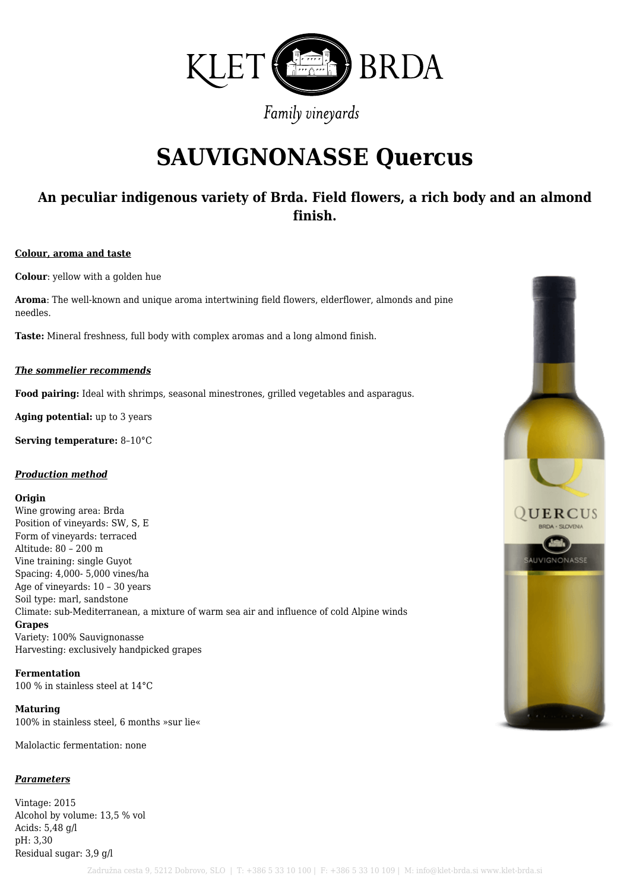KLET BRDA

Family vineyards

# SAUVIGNONASSE Quercus

### An peculiar indigenous variety of Brda. Field flowers, a rich body and an almond finish.

**Colour, aroma and taste**

**Colour**: yellow with a golden hue

**Aroma**: The well-known and unique aroma intertwining field flowers, elderflower, almonds and pine needles.

**Taste:** Mineral freshness, full body with complex aromas and a long almond finish.

***The sommelier recommends***

**Food pairing:** Ideal with shrimps, seasonal minestrones, grilled vegetables and asparagus.

**Aging potential:** up to 3 years

**Serving temperature:** 8–10°C

***Production method***

**Origin**
Wine growing area: Brda
Position of vineyards: SW, S, E
Form of vineyards: terraced
Altitude: 80 – 200 m
Vine training: single Guyot
Spacing: 4,000- 5,000 vines/ha
Age of vineyards: 10 – 30 years
Soil type: marl, sandstone
Climate: sub-Mediterranean, a mixture of warm sea air and influence of cold Alpine winds
**Grapes**
Variety: 100% Sauvignonasse
Harvesting: exclusively handpicked grapes

**Fermentation**
100 % in stainless steel at 14°C

**Maturing**
100% in stainless steel, 6 months »sur lie«

Malolactic fermentation: none

***Parameters***

Vintage: 2015
Alcohol by volume: 13,5 % vol
Acids: 5,48 g/l
pH: 3,30
Residual sugar: 3,9 g/l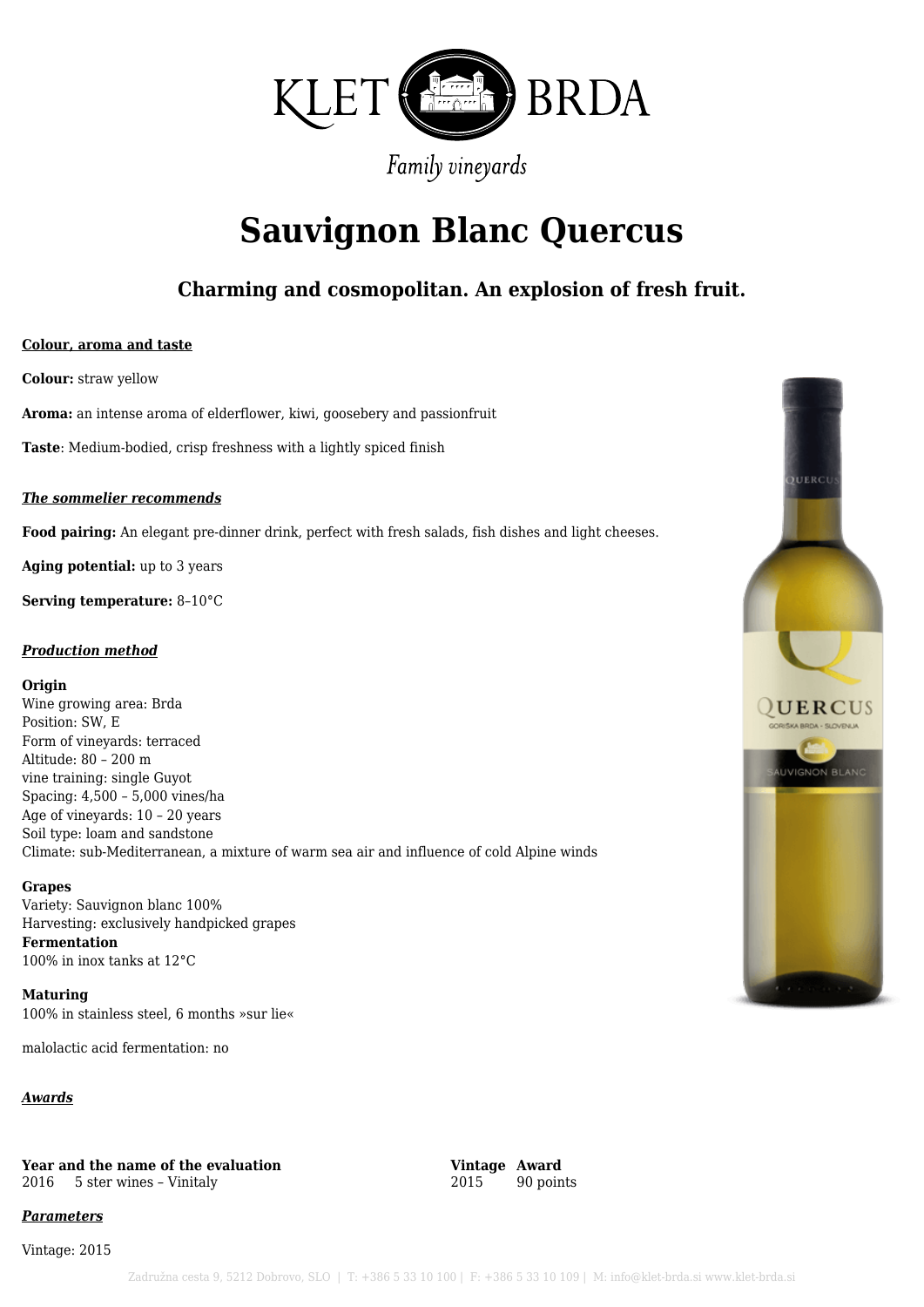KLET BRDA

Family vineyards

# Sauvignon Blanc Quercus

## Charming and cosmopolitan. An explosion of fresh fruit.

**Colour, aroma and taste**

**Colour:** straw yellow

**Aroma:** an intense aroma of elderflower, kiwi, goosebery and passionfruit

**Taste**: Medium-bodied, crisp freshness with a lightly spiced finish

***The sommelier recommends***

**Food pairing:** An elegant pre-dinner drink, perfect with fresh salads, fish dishes and light cheeses.

**Aging potential:** up to 3 years

**Serving temperature:** 8–10°C

***Production method***

**Origin**
Wine growing area: Brda
Position: SW, E
Form of vineyards: terraced
Altitude: 80 – 200 m
vine training: single Guyot
Spacing: 4,500 – 5,000 vines/ha
Age of vineyards: 10 – 20 years
Soil type: loam and sandstone
Climate: sub-Mediterranean, a mixture of warm sea air and influence of cold Alpine winds

**Grapes**
Variety: Sauvignon blanc 100%
Harvesting: exclusively handpicked grapes
**Fermentation**
100% in inox tanks at 12°C

**Maturing**
100% in stainless steel, 6 months »sur lie«

malolactic acid fermentation: no

***Awards***

| Year and the name of the evaluation | Vintage | Award |
|---|---|---|
| 2016 5 ster wines – Vinitaly | 2015 | 90 points |

***Parameters***

Vintage: 2015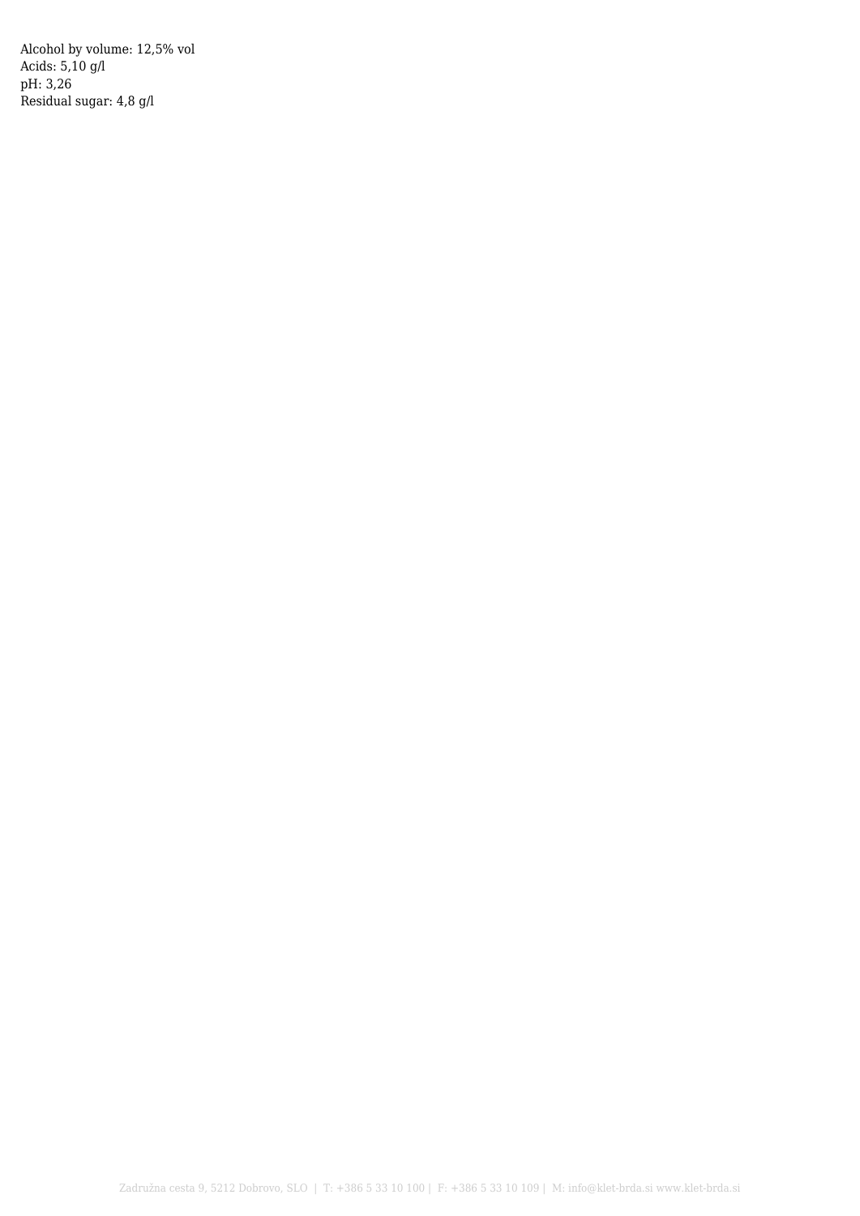Alcohol by volume: 12,5% vol
Acids: 5,10 g/l
pH: 3,26
Residual sugar: 4,8 g/l